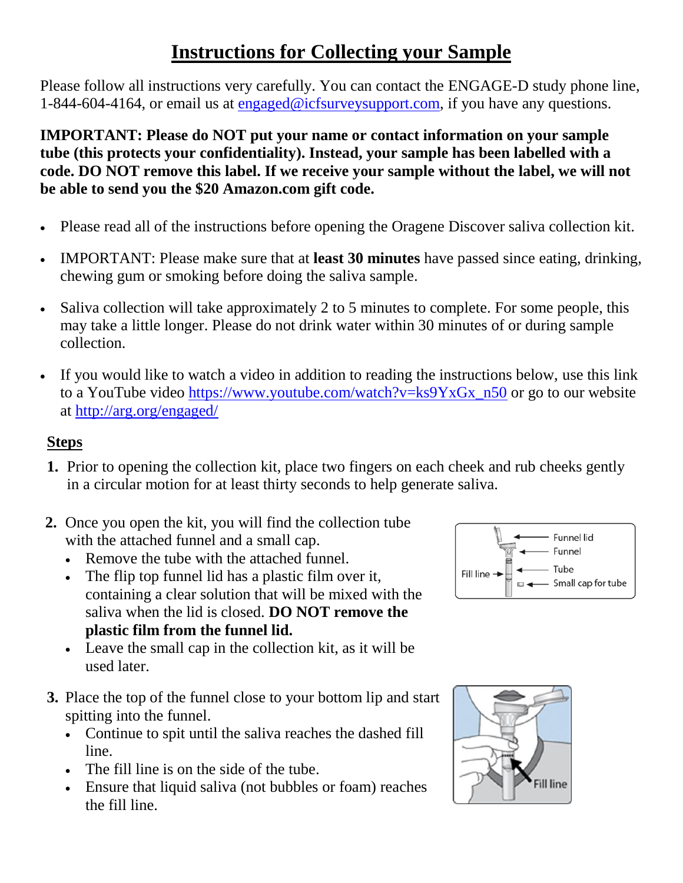# Instructions for Collecting your Sample

Please follow all instructions very carefully. You can contact the ENGAGE-D study phone line, 1-844-604-4164, or email us at engaged@icfsurveysupport.com, if you have any questions.

**IMPORTANT: Please do NOT put your name or contact information on your sample tube (this protects your confidentiality). Instead, your sample has been labelled with a code. DO NOT remove this label. If we receive your sample without the label, we will not be able to send you the $20 Amazon.com gift code.**

- Please read all of the instructions before opening the Oragene Discover saliva collection kit.
- IMPORTANT: Please make sure that at **least 30 minutes** have passed since eating, drinking, chewing gum or smoking before doing the saliva sample.
- Saliva collection will take approximately 2 to 5 minutes to complete. For some people, this may take a little longer. Please do not drink water within 30 minutes of or during sample collection.
- If you would like to watch a video in addition to reading the instructions below, use this link to a YouTube video https://www.youtube.com/watch?v=ks9YxGx_n50 or go to our website at http://arg.org/engaged/

## Steps

1. Prior to opening the collection kit, place two fingers on each cheek and rub cheeks gently in a circular motion for at least thirty seconds to help generate saliva.

2. Once you open the kit, you will find the collection tube with the attached funnel and a small cap.
   - Remove the tube with the attached funnel.
   - The flip top funnel lid has a plastic film over it, containing a clear solution that will be mixed with the saliva when the lid is closed. **DO NOT remove the plastic film from the funnel lid.**
   - Leave the small cap in the collection kit, as it will be used later.

3. Place the top of the funnel close to your bottom lip and start spitting into the funnel.
   - Continue to spit until the saliva reaches the dashed fill line.
   - The fill line is on the side of the tube.
   - Ensure that liquid saliva (not bubbles or foam) reaches the fill line.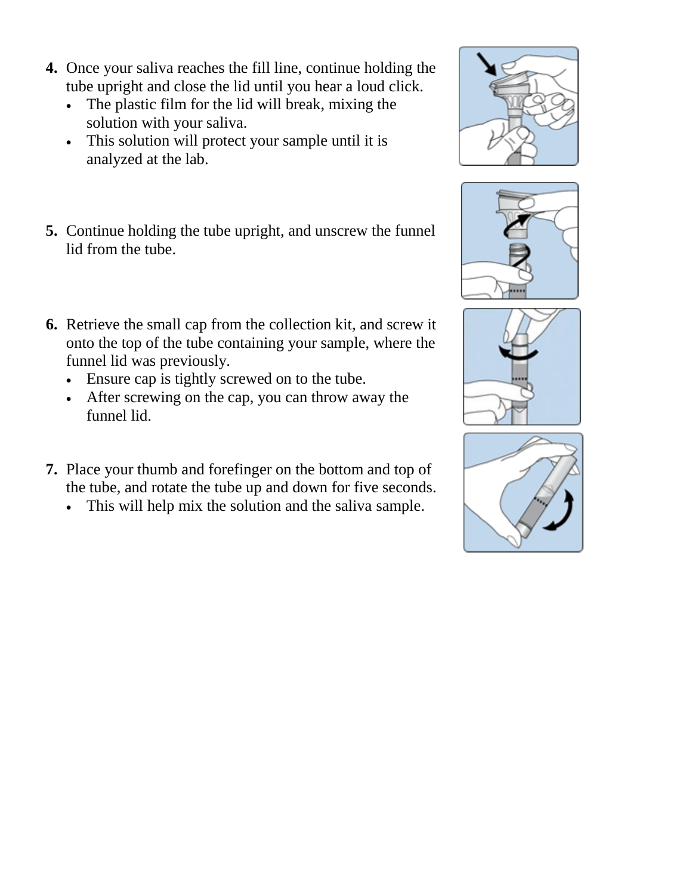4. Once your saliva reaches the fill line, continue holding the tube upright and close the lid until you hear a loud click.
   - The plastic film for the lid will break, mixing the solution with your saliva.
   - This solution will protect your sample until it is analyzed at the lab.

5. Continue holding the tube upright, and unscrew the funnel lid from the tube.

6. Retrieve the small cap from the collection kit, and screw it onto the top of the tube containing your sample, where the funnel lid was previously.
   - Ensure cap is tightly screwed on to the tube.
   - After screwing on the cap, you can throw away the funnel lid.

7. Place your thumb and forefinger on the bottom and top of the tube, and rotate the tube up and down for five seconds.
   - This will help mix the solution and the saliva sample.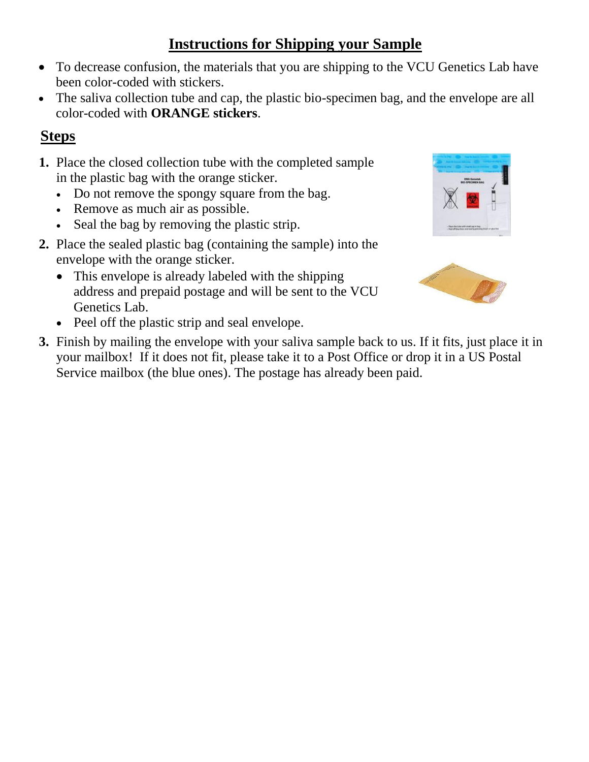## Instructions for Shipping your Sample

- To decrease confusion, the materials that you are shipping to the VCU Genetics Lab have been color-coded with stickers.
- The saliva collection tube and cap, the plastic bio-specimen bag, and the envelope are all color-coded with **ORANGE stickers**.

### Steps

1. Place the closed collection tube with the completed sample in the plastic bag with the orange sticker.
   - Do not remove the spongy square from the bag.
   - Remove as much air as possible.
   - Seal the bag by removing the plastic strip.
2. Place the sealed plastic bag (containing the sample) into the envelope with the orange sticker.
   - This envelope is already labeled with the shipping address and prepaid postage and will be sent to the VCU Genetics Lab.
   - Peel off the plastic strip and seal envelope.
3. Finish by mailing the envelope with your saliva sample back to us. If it fits, just place it in your mailbox! If it does not fit, please take it to a Post Office or drop it in a US Postal Service mailbox (the blue ones). The postage has already been paid.